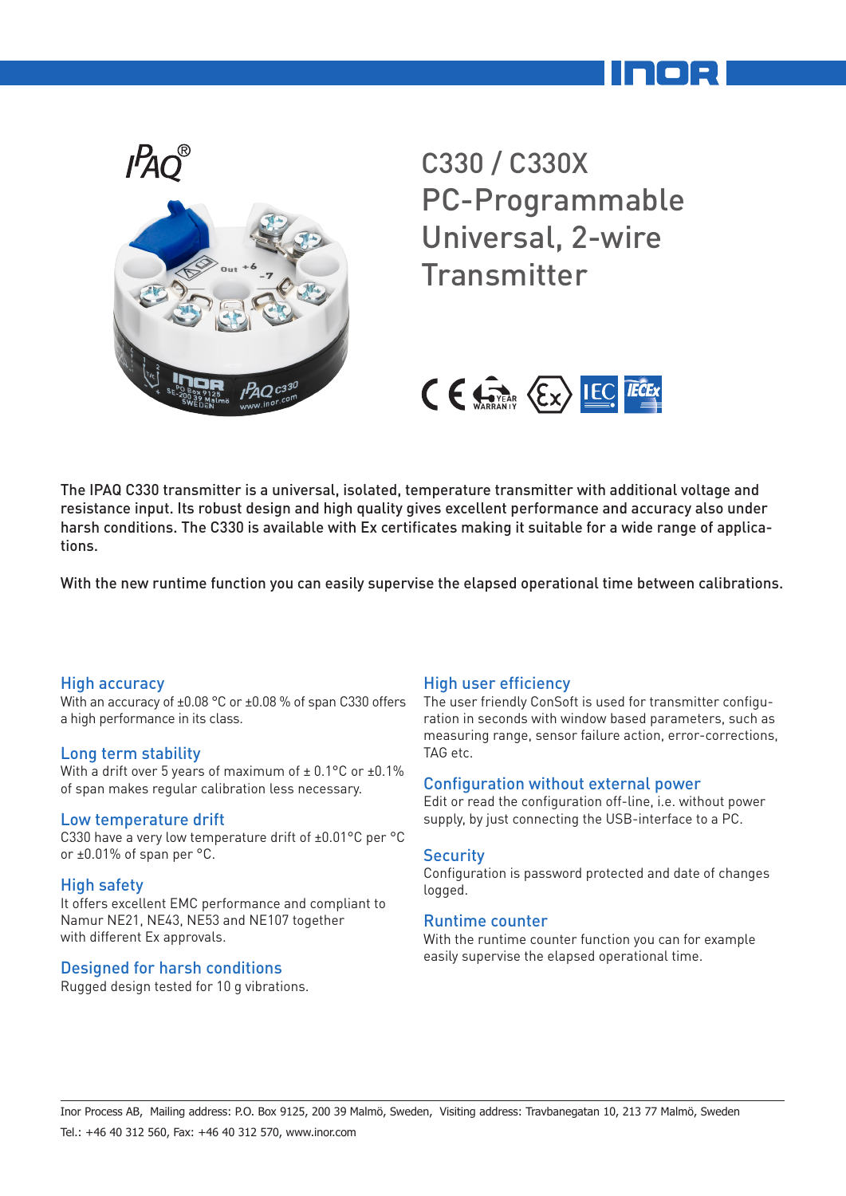# C330 / C330X PC-Programmable Universal, 2-wire Transmitter

The IPAQ C330 transmitter is a universal, isolated, temperature transmitter with additional voltage and resistance input. Its robust design and high quality gives excellent performance and accuracy also under harsh conditions. The C330 is available with Ex certificates making it suitable for a wide range of applications.

With the new runtime function you can easily supervise the elapsed operational time between calibrations.

## High accuracy

With an accuracy of ±0.08 °C or ±0.08 % of span C330 offers a high performance in its class.

## Long term stability

With a drift over 5 years of maximum of ± 0.1°C or ±0.1% of span makes regular calibration less necessary.

## Low temperature drift

C330 have a very low temperature drift of ±0.01°C per °C or ±0.01% of span per °C.

## High safety

It offers excellent EMC performance and compliant to Namur NE21, NE43, NE53 and NE107 together with different Ex approvals.

## Designed for harsh conditions

Rugged design tested for 10 g vibrations.

## High user efficiency

The user friendly ConSoft is used for transmitter configuration in seconds with window based parameters, such as measuring range, sensor failure action, error-corrections, TAG etc.

## Configuration without external power

Edit or read the configuration off-line, i.e. without power supply, by just connecting the USB-interface to a PC.

## Security

Configuration is password protected and date of changes logged.

## Runtime counter

With the runtime counter function you can for example easily supervise the elapsed operational time.

Inor Process AB, Mailing address: P.O. Box 9125, 200 39 Malmö, Sweden, Visiting address: Travbanegatan 10, 213 77 Malmö, Sweden
Tel.: +46 40 312 560, Fax: +46 40 312 570, www.inor.com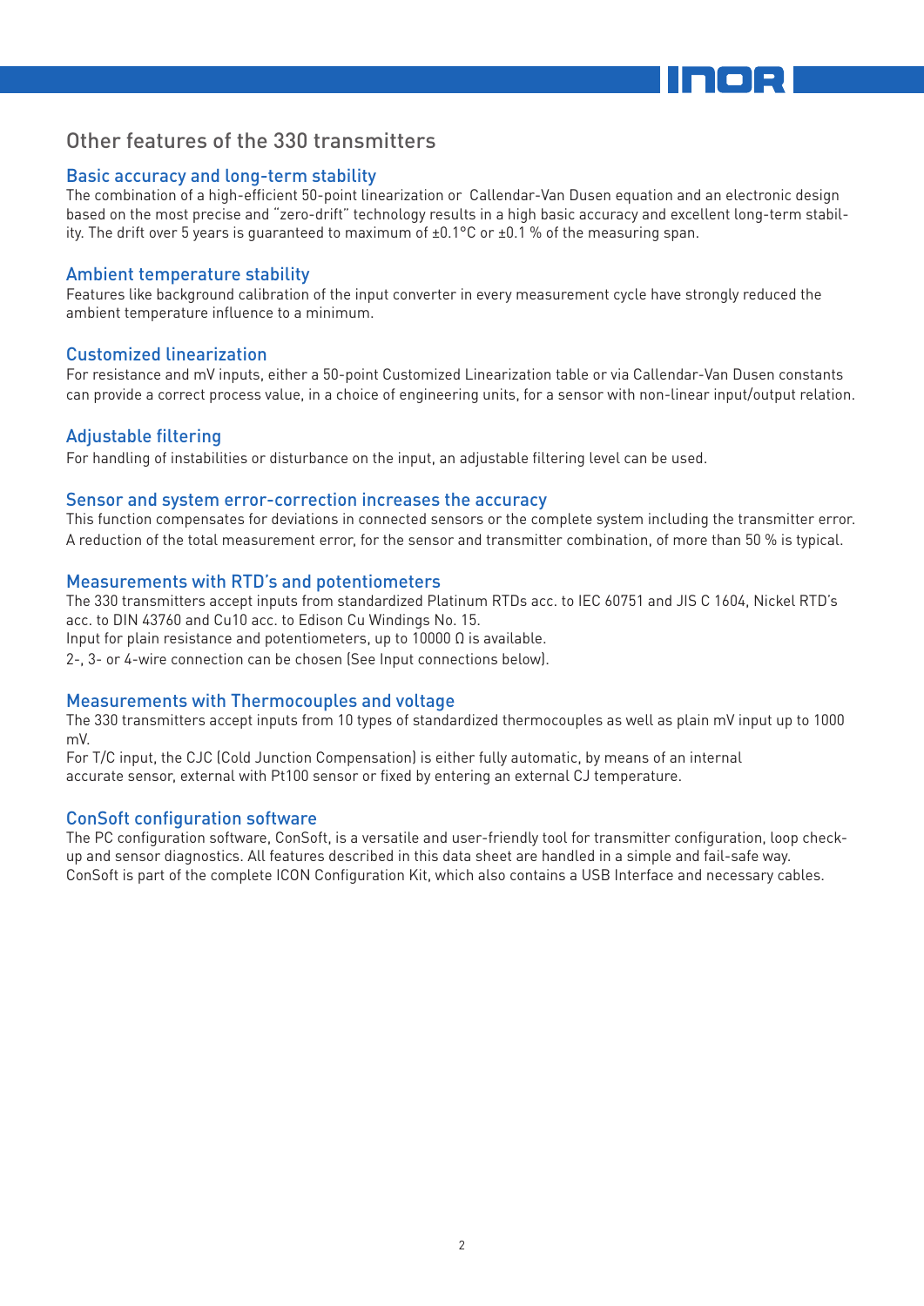# Other features of the 330 transmitters

## Basic accuracy and long-term stability

The combination of a high-efficient 50-point linearization or Callendar-Van Dusen equation and an electronic design based on the most precise and "zero-drift" technology results in a high basic accuracy and excellent long-term stability. The drift over 5 years is guaranteed to maximum of ±0.1°C or ±0.1 % of the measuring span.

## Ambient temperature stability

Features like background calibration of the input converter in every measurement cycle have strongly reduced the ambient temperature influence to a minimum.

## Customized linearization

For resistance and mV inputs, either a 50-point Customized Linearization table or via Callendar-Van Dusen constants can provide a correct process value, in a choice of engineering units, for a sensor with non-linear input/output relation.

## Adjustable filtering

For handling of instabilities or disturbance on the input, an adjustable filtering level can be used.

## Sensor and system error-correction increases the accuracy

This function compensates for deviations in connected sensors or the complete system including the transmitter error. A reduction of the total measurement error, for the sensor and transmitter combination, of more than 50 % is typical.

## Measurements with RTD's and potentiometers

The 330 transmitters accept inputs from standardized Platinum RTDs acc. to IEC 60751 and JIS C 1604, Nickel RTD's acc. to DIN 43760 and Cu10 acc. to Edison Cu Windings No. 15.
Input for plain resistance and potentiometers, up to 10000 Ω is available.
2-, 3- or 4-wire connection can be chosen (See Input connections below).

## Measurements with Thermocouples and voltage

The 330 transmitters accept inputs from 10 types of standardized thermocouples as well as plain mV input up to 1000 mV.
For T/C input, the CJC (Cold Junction Compensation) is either fully automatic, by means of an internal accurate sensor, external with Pt100 sensor or fixed by entering an external CJ temperature.

## ConSoft configuration software

The PC configuration software, ConSoft, is a versatile and user-friendly tool for transmitter configuration, loop check-up and sensor diagnostics. All features described in this data sheet are handled in a simple and fail-safe way. ConSoft is part of the complete ICON Configuration Kit, which also contains a USB Interface and necessary cables.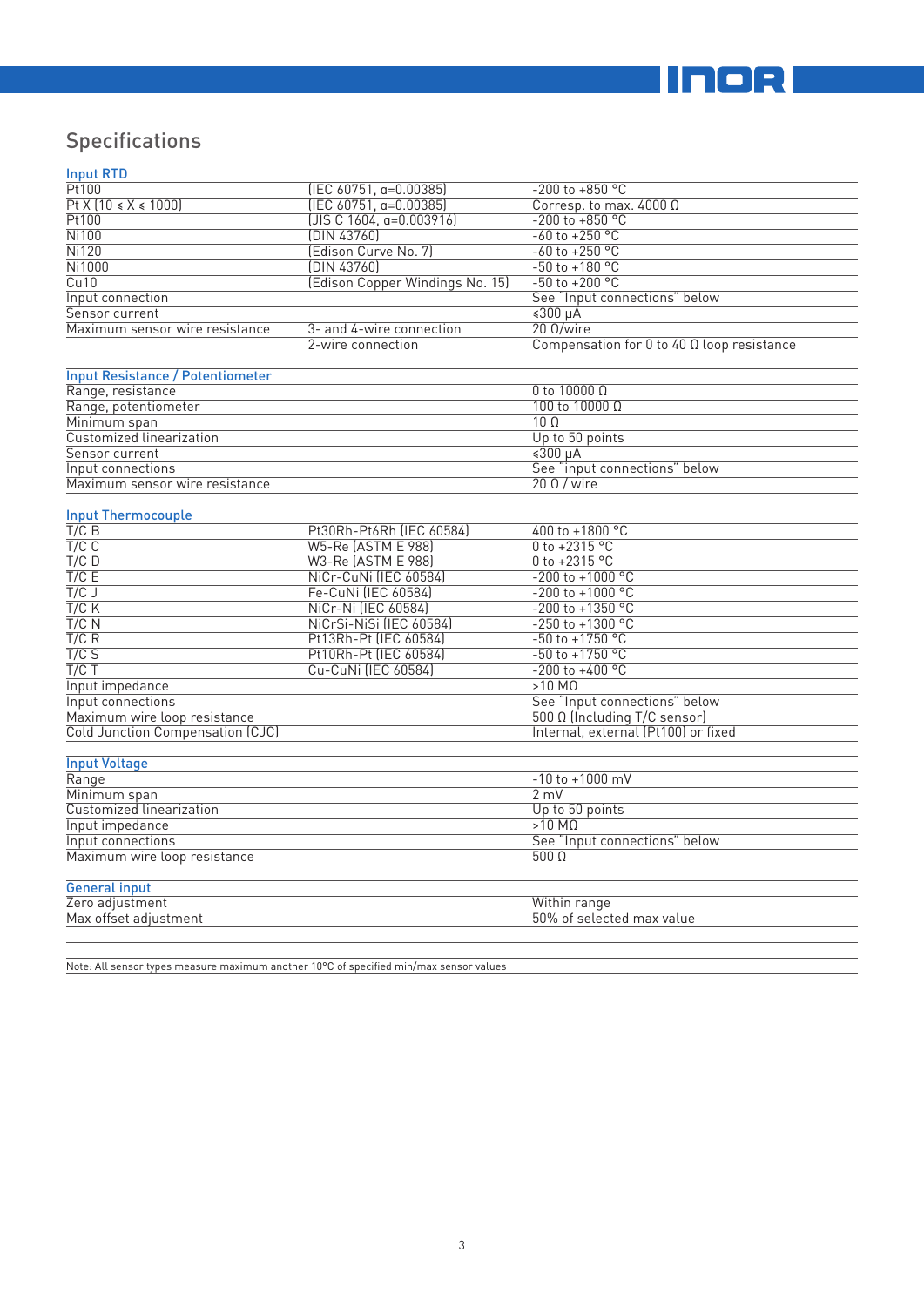## Specifications

### Input RTD

| | | |
|---|---|---|
| Pt100 | (IEC 60751, α=0.00385) | -200 to +850 °C |
| Pt X (10 ≤ X ≤ 1000) | (IEC 60751, α=0.00385) | Corresp. to max. 4000 Ω |
| Pt100 | (JIS C 1604, α=0.003916) | -200 to +850 °C |
| Ni100 | (DIN 43760) | -60 to +250 °C |
| Ni120 | (Edison Curve No. 7) | -60 to +250 °C |
| Ni1000 | (DIN 43760) | -50 to +180 °C |
| Cu10 | (Edison Copper Windings No. 15) | -50 to +200 °C |
| Input connection | | See "Input connections" below |
| Sensor current | | ≤300 µA |
| Maximum sensor wire resistance | 3- and 4-wire connection | 20 Ω/wire |
| | 2-wire connection | Compensation for 0 to 40 Ω loop resistance |

### Input Resistance / Potentiometer

| | |
|---|---|
| Range, resistance | 0 to 10000 Ω |
| Range, potentiometer | 100 to 10000 Ω |
| Minimum span | 10 Ω |
| Customized linearization | Up to 50 points |
| Sensor current | ≤300 µA |
| Input connections | See "input connections" below |
| Maximum sensor wire resistance | 20 Ω / wire |

### Input Thermocouple

| | | |
|---|---|---|
| T/C B | Pt30Rh-Pt6Rh (IEC 60584) | 400 to +1800 °C |
| T/C C | W5-Re (ASTM E 988) | 0 to +2315 °C |
| T/C D | W3-Re (ASTM E 988) | 0 to +2315 °C |
| T/C E | NiCr-CuNi (IEC 60584) | -200 to +1000 °C |
| T/C J | Fe-CuNi (IEC 60584) | -200 to +1000 °C |
| T/C K | NiCr-Ni (IEC 60584) | -200 to +1350 °C |
| T/C N | NiCrSi-NiSi (IEC 60584) | -250 to +1300 °C |
| T/C R | Pt13Rh-Pt (IEC 60584) | -50 to +1750 °C |
| T/C S | Pt10Rh-Pt (IEC 60584) | -50 to +1750 °C |
| T/C T | Cu-CuNi (IEC 60584) | -200 to +400 °C |
| Input impedance | | >10 MΩ |
| Input connections | | See "Input connections" below |
| Maximum wire loop resistance | | 500 Ω (Including T/C sensor) |
| Cold Junction Compensation (CJC) | | Internal, external (Pt100) or fixed |

### Input Voltage

| | |
|---|---|
| Range | -10 to +1000 mV |
| Minimum span | 2 mV |
| Customized linearization | Up to 50 points |
| Input impedance | >10 MΩ |
| Input connections | See "Input connections" below |
| Maximum wire loop resistance | 500 Ω |

### General input

| | |
|---|---|
| Zero adjustment | Within range |
| Max offset adjustment | 50% of selected max value |

Note: All sensor types measure maximum another 10°C of specified min/max sensor values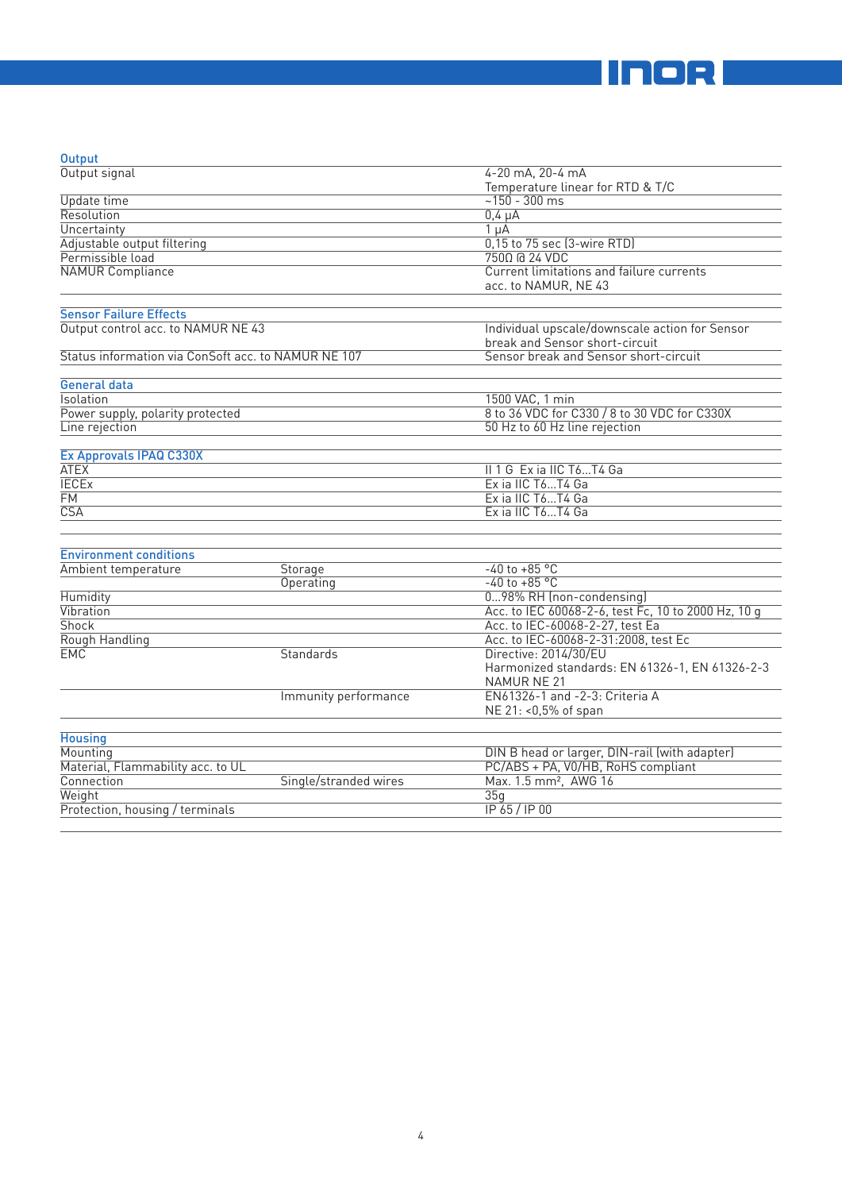## Output

| | |
|---|---|
| Output signal | 4-20 mA, 20-4 mA<br>Temperature linear for RTD & T/C |
| Update time | ~150 - 300 ms |
| Resolution | 0,4 µA |
| Uncertainty | 1 µA |
| Adjustable output filtering | 0,15 to 75 sec (3-wire RTD) |
| Permissible load | 750Ω @ 24 VDC |
| NAMUR Compliance | Current limitations and failure currents acc. to NAMUR, NE 43 |

## Sensor Failure Effects

| | |
|---|---|
| Output control acc. to NAMUR NE 43 | Individual upscale/downscale action for Sensor break and Sensor short-circuit |
| Status information via ConSoft acc. to NAMUR NE 107 | Sensor break and Sensor short-circuit |

## General data

| | |
|---|---|
| Isolation | 1500 VAC, 1 min |
| Power supply, polarity protected | 8 to 36 VDC for C330 / 8 to 30 VDC for C330X |
| Line rejection | 50 Hz to 60 Hz line rejection |

## Ex Approvals IPAQ C330X

| | |
|---|---|
| ATEX | II 1 G Ex ia IIC T6...T4 Ga |
| IECEx | Ex ia IIC T6...T4 Ga |
| FM | Ex ia IIC T6...T4 Ga |
| CSA | Ex ia IIC T6...T4 Ga |

## Environment conditions

| | | |
|---|---|---|
| Ambient temperature | Storage | -40 to +85 °C |
| | Operating | -40 to +85 °C |
| Humidity | | 0...98% RH (non-condensing) |
| Vibration | | Acc. to IEC 60068-2-6, test Fc, 10 to 2000 Hz, 10 g |
| Shock | | Acc. to IEC-60068-2-27, test Ea |
| Rough Handling | | Acc. to IEC-60068-2-31:2008, test Ec |
| EMC | Standards | Directive: 2014/30/EU<br>Harmonized standards: EN 61326-1, EN 61326-2-3<br>NAMUR NE 21 |
| | Immunity performance | EN61326-1 and -2-3: Criteria A<br>NE 21: <0,5% of span |

## Housing

| | | |
|---|---|---|
| Mounting | | DIN B head or larger, DIN-rail (with adapter) |
| Material, Flammability acc. to UL | | PC/ABS + PA, V0/HB, RoHS compliant |
| Connection | Single/stranded wires | Max. 1.5 mm², AWG 16 |
| Weight | | 35g |
| Protection, housing / terminals | | IP 65 / IP 00 |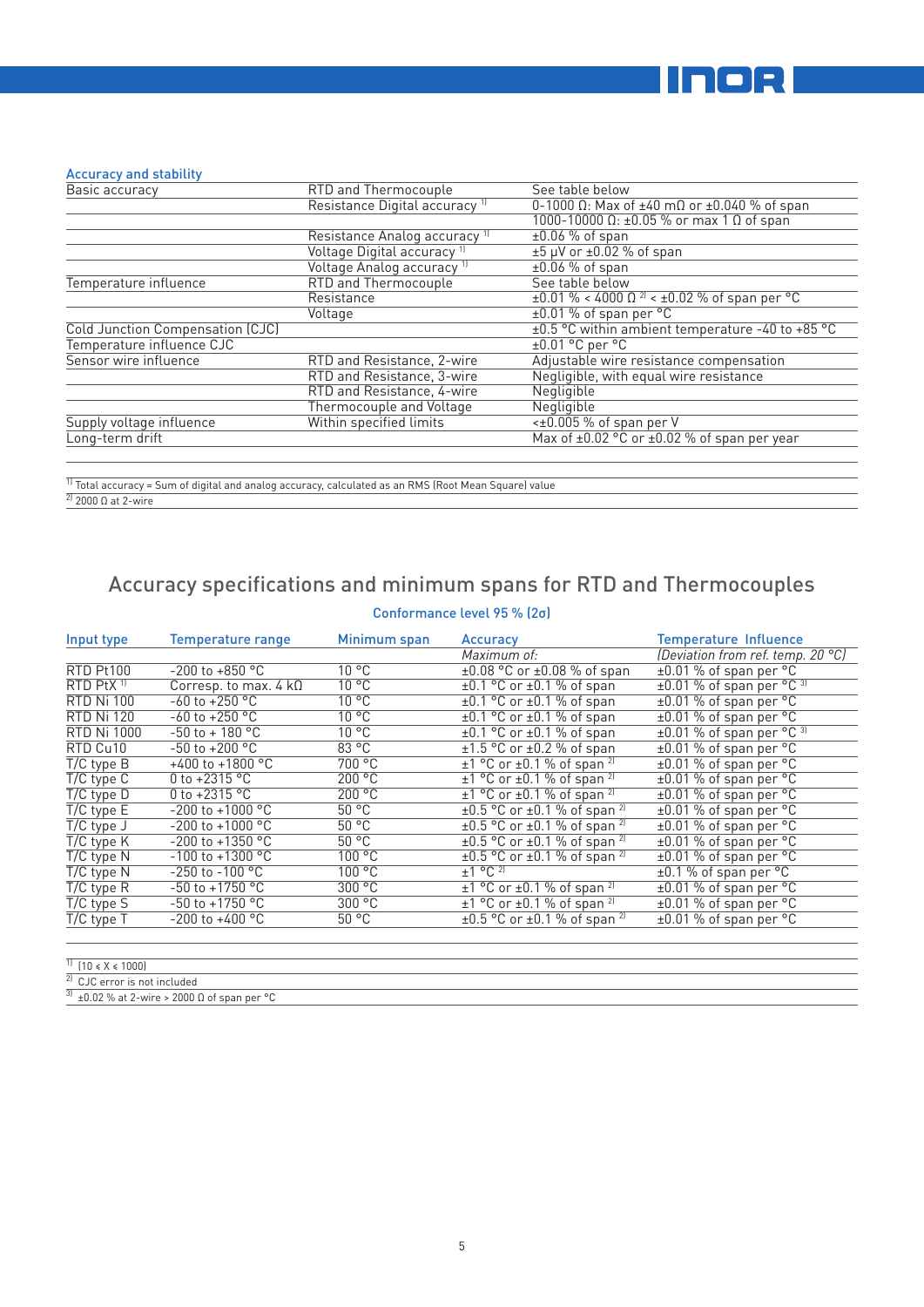## Accuracy and stability

| | | |
|---|---|---|
| Basic accuracy | RTD and Thermocouple | See table below |
| | Resistance Digital accuracy [1] | 0-1000 Ω: Max of ±40 mΩ or ±0.040 % of span |
| | | 1000-10000 Ω: ±0.05 % or max 1 Ω of span |
| | Resistance Analog accuracy [1] | ±0.06 % of span |
| | Voltage Digital accuracy [1] | ±5 µV or ±0.02 % of span |
| | Voltage Analog accuracy [1] | ±0.06 % of span |
| Temperature influence | RTD and Thermocouple | See table below |
| | Resistance | ±0.01 % < 4000 Ω [2] < ±0.02 % of span per °C |
| | Voltage | ±0.01 % of span per °C |
| Cold Junction Compensation (CJC) | | ±0.5 °C within ambient temperature -40 to +85 °C |
| Temperature influence CJC | | ±0.01 °C per °C |
| Sensor wire influence | RTD and Resistance, 2-wire | Adjustable wire resistance compensation |
| | RTD and Resistance, 3-wire | Negligible, with equal wire resistance |
| | RTD and Resistance, 4-wire | Negligible |
| | Thermocouple and Voltage | Negligible |
| Supply voltage influence | Within specified limits | <±0.005 % of span per V |
| Long-term drift | | Max of ±0.02 °C or ±0.02 % of span per year |

[1] Total accuracy = Sum of digital and analog accuracy, calculated as an RMS (Root Mean Square) value

[2] 2000 Ω at 2-wire

## Accuracy specifications and minimum spans for RTD and Thermocouples

Conformance level 95 % (2σ)

| Input type | Temperature range | Minimum span | Accuracy | Temperature Influence |
|---|---|---|---|---|
| | | | *Maximum of:* | *(Deviation from ref. temp. 20 °C)* |
| RTD Pt100 | -200 to +850 °C | 10 °C | ±0.08 °C or ±0.08 % of span | ±0.01 % of span per °C |
| RTD PtX [1] | Corresp. to max. 4 kΩ | 10 °C | ±0.1 °C or ±0.1 % of span | ±0.01 % of span per °C [3] |
| RTD Ni 100 | -60 to +250 °C | 10 °C | ±0.1 °C or ±0.1 % of span | ±0.01 % of span per °C |
| RTD Ni 120 | -60 to +250 °C | 10 °C | ±0.1 °C or ±0.1 % of span | ±0.01 % of span per °C |
| RTD Ni 1000 | -50 to + 180 °C | 10 °C | ±0.1 °C or ±0.1 % of span | ±0.01 % of span per °C [3] |
| RTD Cu10 | -50 to +200 °C | 83 °C | ±1.5 °C or ±0.2 % of span | ±0.01 % of span per °C |
| T/C type B | +400 to +1800 °C | 700 °C | ±1 °C or ±0.1 % of span [2] | ±0.01 % of span per °C |
| T/C type C | 0 to +2315 °C | 200 °C | ±1 °C or ±0.1 % of span [2] | ±0.01 % of span per °C |
| T/C type D | 0 to +2315 °C | 200 °C | ±1 °C or ±0.1 % of span [2] | ±0.01 % of span per °C |
| T/C type E | -200 to +1000 °C | 50 °C | ±0.5 °C or ±0.1 % of span [2] | ±0.01 % of span per °C |
| T/C type J | -200 to +1000 °C | 50 °C | ±0.5 °C or ±0.1 % of span [2] | ±0.01 % of span per °C |
| T/C type K | -200 to +1350 °C | 50 °C | ±0.5 °C or ±0.1 % of span [2] | ±0.01 % of span per °C |
| T/C type N | -100 to +1300 °C | 100 °C | ±0.5 °C or ±0.1 % of span [2] | ±0.01 % of span per °C |
| T/C type N | -250 to -100 °C | 100 °C | ±1 °C [2] | ±0.1 % of span per °C |
| T/C type R | -50 to +1750 °C | 300 °C | ±1 °C or ±0.1 % of span [2] | ±0.01 % of span per °C |
| T/C type S | -50 to +1750 °C | 300 °C | ±1 °C or ±0.1 % of span [2] | ±0.01 % of span per °C |
| T/C type T | -200 to +400 °C | 50 °C | ±0.5 °C or ±0.1 % of span [2] | ±0.01 % of span per °C |

[1] (10 ≤ X ≤ 1000)

[2] CJC error is not included

[3] ±0.02 % at 2-wire > 2000 Ω of span per °C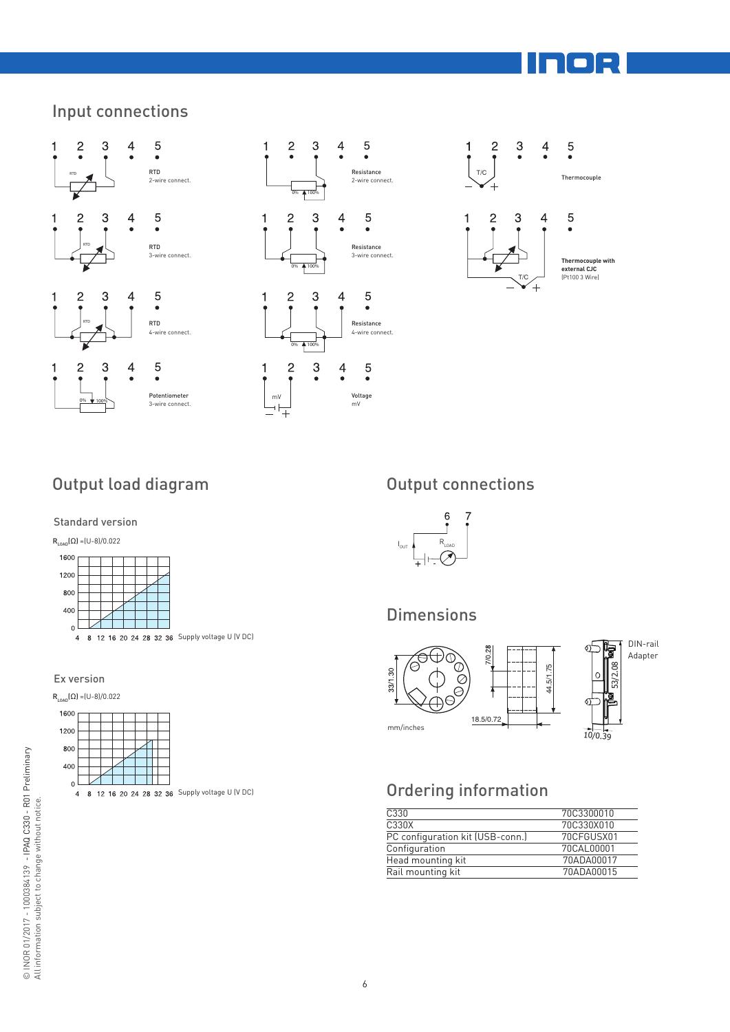## Input connections

1 2 3 4 5

RTD
2-wire connect.

RTD
3-wire connect.

RTD
4-wire connect.

Potentiometer
3-wire connect.

Resistance
2-wire connect.

Resistance
3-wire connect.

Resistance
4-wire connect.

Voltage
mV

Thermocouple

**Thermocouple with external CJC**
(Pt100 3 Wire)

## Output load diagram

### Standard version

$R_{LOAD}(\Omega) = (U-8)/0.022$

1600
1200
800
400
0
4 8 12 16 20 24 28 32 36 Supply voltage U (V DC)

### Ex version

$R_{LOAD}(\Omega) = (U-8)/0.022$

1600
1200
800
400
0
4 8 12 16 20 24 28 32 36 Supply voltage U (V DC)

## Output connections

6 7

$I_{OUT}$ $R_{LOAD}$

## Dimensions

33/1.30
7/0.28
44.5/1.75
18.5/0.72
53/2.08
10/0.39
DIN-rail Adapter

mm/inches

## Ordering information

| | |
|---|---|
| C330 | 70C3300010 |
| C330X | 70C330X010 |
| PC configuration kit (USB-conn.) | 70CFGUSX01 |
| Configuration | 70CAL00001 |
| Head mounting kit | 70ADA00017 |
| Rail mounting kit | 70ADA00015 |

© INOR 01/2017 - 1000384139 - IPAQ C330 - R01 Preliminary
All information subject to change without notice.